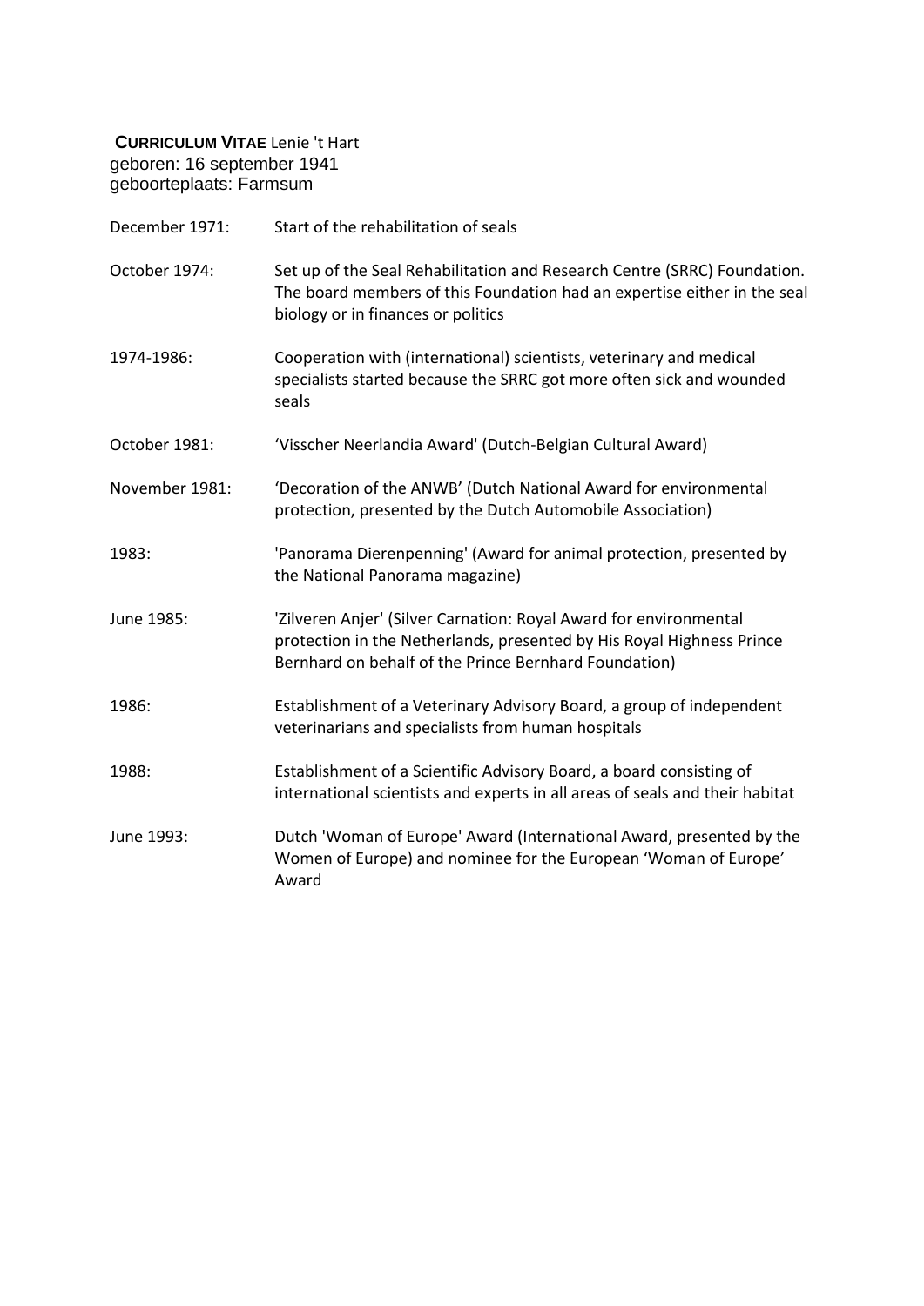**CURRICULUM VITAE** Lenie 't Hart
geboren: 16 september 1941
geboorteplaats: Farmsum

| | |
|---|---|
| December 1971: | Start of the rehabilitation of seals |
| October 1974: | Set up of the Seal Rehabilitation and Research Centre (SRRC) Foundation. The board members of this Foundation had an expertise either in the seal biology or in finances or politics |
| 1974-1986: | Cooperation with (international) scientists, veterinary and medical specialists started because the SRRC got more often sick and wounded seals |
| October 1981: | 'Visscher Neerlandia Award' (Dutch-Belgian Cultural Award) |
| November 1981: | 'Decoration of the ANWB' (Dutch National Award for environmental protection, presented by the Dutch Automobile Association) |
| 1983: | 'Panorama Dierenpenning' (Award for animal protection, presented by the National Panorama magazine) |
| June 1985: | 'Zilveren Anjer' (Silver Carnation: Royal Award for environmental protection in the Netherlands, presented by His Royal Highness Prince Bernhard on behalf of the Prince Bernhard Foundation) |
| 1986: | Establishment of a Veterinary Advisory Board, a group of independent veterinarians and specialists from human hospitals |
| 1988: | Establishment of a Scientific Advisory Board, a board consisting of international scientists and experts in all areas of seals and their habitat |
| June 1993: | Dutch 'Woman of Europe' Award (International Award, presented by the Women of Europe) and nominee for the European 'Woman of Europe' Award |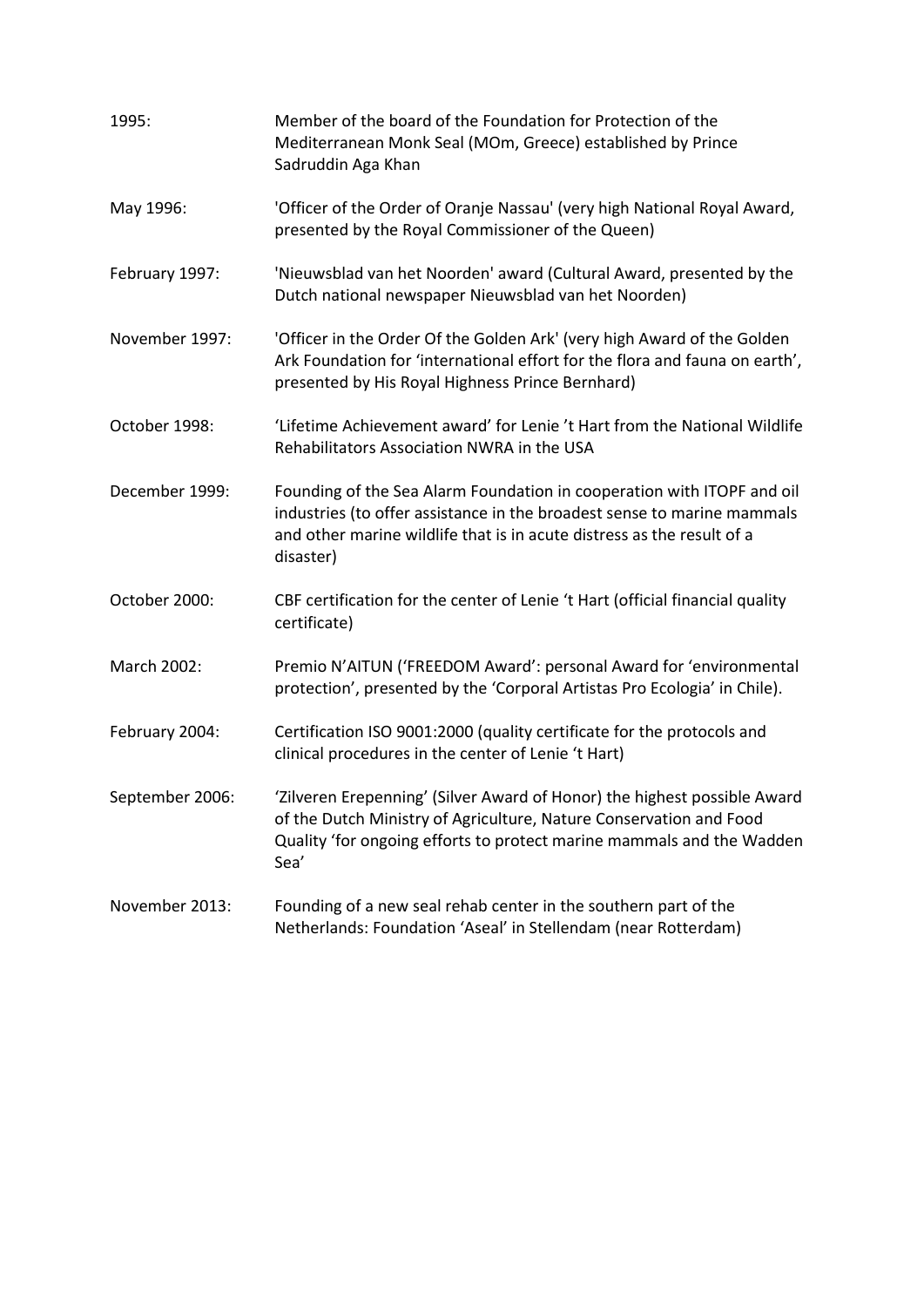| | |
|---|---|
| 1995: | Member of the board of the Foundation for Protection of the Mediterranean Monk Seal (MOm, Greece) established by Prince Sadruddin Aga Khan |
| May 1996: | 'Officer of the Order of Oranje Nassau' (very high National Royal Award, presented by the Royal Commissioner of the Queen) |
| February 1997: | 'Nieuwsblad van het Noorden' award (Cultural Award, presented by the Dutch national newspaper Nieuwsblad van het Noorden) |
| November 1997: | 'Officer in the Order Of the Golden Ark' (very high Award of the Golden Ark Foundation for 'international effort for the flora and fauna on earth', presented by His Royal Highness Prince Bernhard) |
| October 1998: | 'Lifetime Achievement award' for Lenie 't Hart from the National Wildlife Rehabilitators Association NWRA in the USA |
| December 1999: | Founding of the Sea Alarm Foundation in cooperation with ITOPF and oil industries (to offer assistance in the broadest sense to marine mammals and other marine wildlife that is in acute distress as the result of a disaster) |
| October 2000: | CBF certification for the center of Lenie 't Hart (official financial quality certificate) |
| March 2002: | Premio N'AITUN ('FREEDOM Award': personal Award for 'environmental protection', presented by the 'Corporal Artistas Pro Ecologia' in Chile). |
| February 2004: | Certification ISO 9001:2000 (quality certificate for the protocols and clinical procedures in the center of Lenie 't Hart) |
| September 2006: | 'Zilveren Erepenning' (Silver Award of Honor) the highest possible Award of the Dutch Ministry of Agriculture, Nature Conservation and Food Quality 'for ongoing efforts to protect marine mammals and the Wadden Sea' |
| November 2013: | Founding of a new seal rehab center in the southern part of the Netherlands: Foundation 'Aseal' in Stellendam (near Rotterdam) |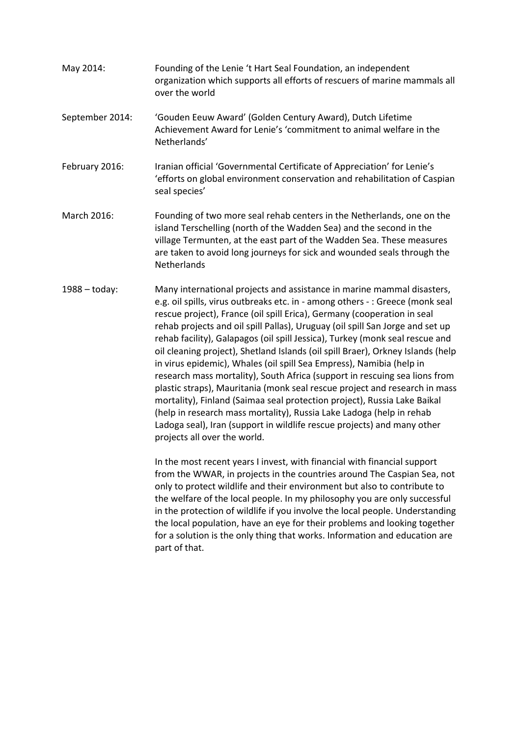| | |
|---|---|
| May 2014: | Founding of the Lenie 't Hart Seal Foundation, an independent organization which supports all efforts of rescuers of marine mammals all over the world |
| September 2014: | 'Gouden Eeuw Award' (Golden Century Award), Dutch Lifetime Achievement Award for Lenie's 'commitment to animal welfare in the Netherlands' |
| February 2016: | Iranian official 'Governmental Certificate of Appreciation' for Lenie's 'efforts on global environment conservation and rehabilitation of Caspian seal species' |
| March 2016: | Founding of two more seal rehab centers in the Netherlands, one on the island Terschelling (north of the Wadden Sea) and the second in the village Termunten, at the east part of the Wadden Sea. These measures are taken to avoid long journeys for sick and wounded seals through the Netherlands |
| 1988 – today: | Many international projects and assistance in marine mammal disasters, e.g. oil spills, virus outbreaks etc. in - among others - : Greece (monk seal rescue project), France (oil spill Erica), Germany (cooperation in seal rehab projects and oil spill Pallas), Uruguay (oil spill San Jorge and set up rehab facility), Galapagos (oil spill Jessica), Turkey (monk seal rescue and oil cleaning project), Shetland Islands (oil spill Braer), Orkney Islands (help in virus epidemic), Whales (oil spill Sea Empress), Namibia (help in research mass mortality), South Africa (support in rescuing sea lions from plastic straps), Mauritania (monk seal rescue project and research in mass mortality), Finland (Saimaa seal protection project), Russia Lake Baikal (help in research mass mortality), Russia Lake Ladoga (help in rehab Ladoga seal), Iran (support in wildlife rescue projects) and many other projects all over the world.<br><br>In the most recent years I invest, with financial with financial support from the WWAR, in projects in the countries around The Caspian Sea, not only to protect wildlife and their environment but also to contribute to the welfare of the local people. In my philosophy you are only successful in the protection of wildlife if you involve the local people. Understanding the local population, have an eye for their problems and looking together for a solution is the only thing that works. Information and education are part of that. |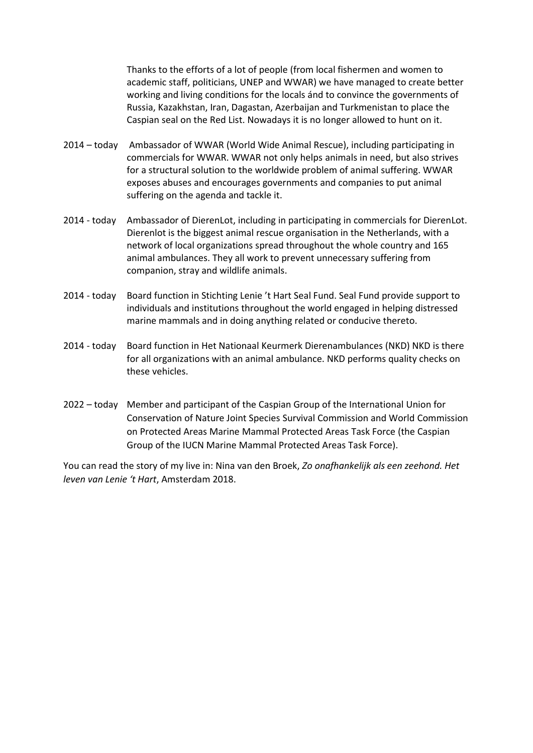Thanks to the efforts of a lot of people (from local fishermen and women to academic staff, politicians, UNEP and WWAR) we have managed to create better working and living conditions for the locals ánd to convince the governments of Russia, Kazakhstan, Iran, Dagastan, Azerbaijan and Turkmenistan to place the Caspian seal on the Red List. Nowadays it is no longer allowed to hunt on it.

2014 – today  Ambassador of WWAR (World Wide Animal Rescue), including participating in commercials for WWAR. WWAR not only helps animals in need, but also strives for a structural solution to the worldwide problem of animal suffering. WWAR exposes abuses and encourages governments and companies to put animal suffering on the agenda and tackle it.

2014 - today  Ambassador of DierenLot, including in participating in commercials for DierenLot. Dierenlot is the biggest animal rescue organisation in the Netherlands, with a network of local organizations spread throughout the whole country and 165 animal ambulances. They all work to prevent unnecessary suffering from companion, stray and wildlife animals.

2014 - today  Board function in Stichting Lenie 't Hart Seal Fund. Seal Fund provide support to individuals and institutions throughout the world engaged in helping distressed marine mammals and in doing anything related or conducive thereto.

2014 - today  Board function in Het Nationaal Keurmerk Dierenambulances (NKD) NKD is there for all organizations with an animal ambulance. NKD performs quality checks on these vehicles.

2022 – today  Member and participant of the Caspian Group of the International Union for Conservation of Nature Joint Species Survival Commission and World Commission on Protected Areas Marine Mammal Protected Areas Task Force (the Caspian Group of the IUCN Marine Mammal Protected Areas Task Force).

You can read the story of my live in: Nina van den Broek, *Zo onafhankelijk als een zeehond. Het leven van Lenie 't Hart*, Amsterdam 2018.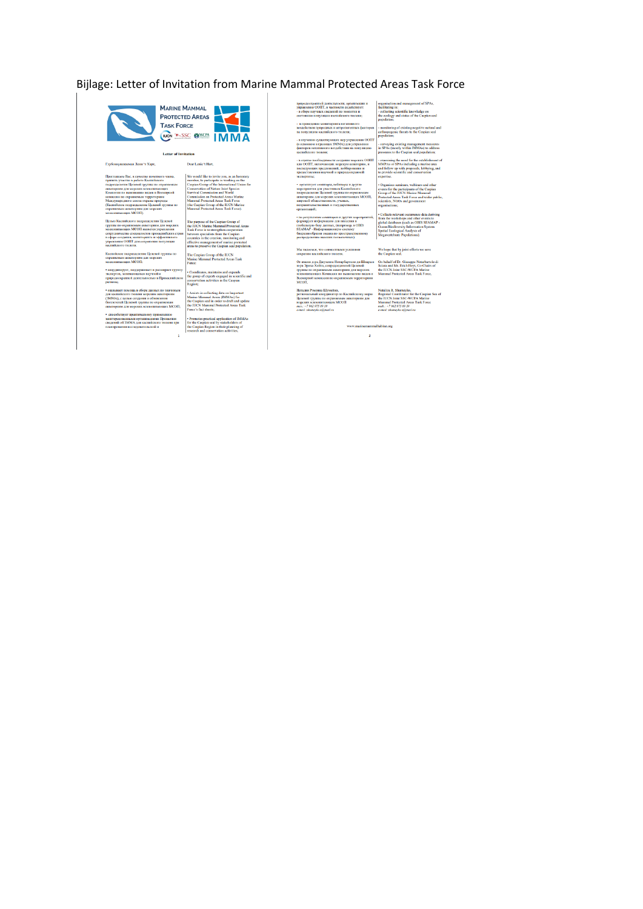# Bijlage: Letter of Invitation from Marine Mammal Protected Areas Task Force

MARINE MAMMAL PROTECTED AREAS TASK FORCE

IUCN · SSC · WCPA · IMMA

**Letter of Invitation**

Dear Lenie 't Hart,

We would like to invite you, as an honorary member, to participate in working on the Caspian Group of the International Union for Conservation of Nature Species Survival Commission and World Commission on Protected Areas Marine Mammal Protected Areas Task Force (the Caspian Group of the IUCN Marine Mammal Protected Areas Task Force).

The purpose of the Caspian Group of the IUCN Marine Mammal Protected Areas Task Force is to strengthen cooperation between specialists from the Caspian countries in the creation, monitoring and effective management of marine protected areas to preserve the Caspian seal population.

The Caspian Group of the IUCN Marine Mammal Protected Areas Task Force:

- Coordinates, maintains and expands the group of experts engaged in scientific and conservation activities in the Caspian Region;
- Assists in collecting data on Important Marine Mammal Areas (IMMAs) for the Caspian seal in order to draft and update the IUCN Marine Mammal Protected Areas Task Force's fact sheets;
- Promotes practical application of IMMAs for the Caspian seal by stakeholders of the Caspian Region in their planning of research and conservation activities, organization and management of SPAs, facilitating in:
  - collecting scientific knowledge on the ecology and status of the Caspian seal population;
  - monitoring of existing negative natural and anthropogenic threats to the Caspian seal population;
  - surveying existing management measures in SPAs (mostly within IMMAs) to address pressures to the Caspian seal population;
  - assessing the need for the establishment of MMPAs or SPAs including a marine area and follow up with proposals, lobbying, and to provide scientific and conservation expertise.
- Organizes seminars, webinars and other events for the participants of the Caspian Group of the IUCN Marine Mammal Protected Areas Task Force and wider public, scientists, NGOs and government organisations;
- Collects relevant occurrence data deriving from the workshops and other events to global database (such as OBIS SEAMAP - Ocean Biodiversity Information System Spatial Ecological Analysis of Megavertebrate Populations).

We hope that by joint efforts we save the Caspian seal.

On behalf of Dr. Giuseppe Notarbartolo di Sciara and Mr. Erich Hoyt, Co-Chairs of the IUCN Joint SSC-WCPA Marine Mammal Protected Areas Task Force,

Natalya E. Shumeyko,
Regional Coordinator for the Caspian Sea of the IUCN Joint SSC-WCPA Marine Mammal Protected Areas Task Force
mob.: +7 962 973 89 39
e-mail: nshumeyko@mail.ru

www.marinemammalhabitat.org